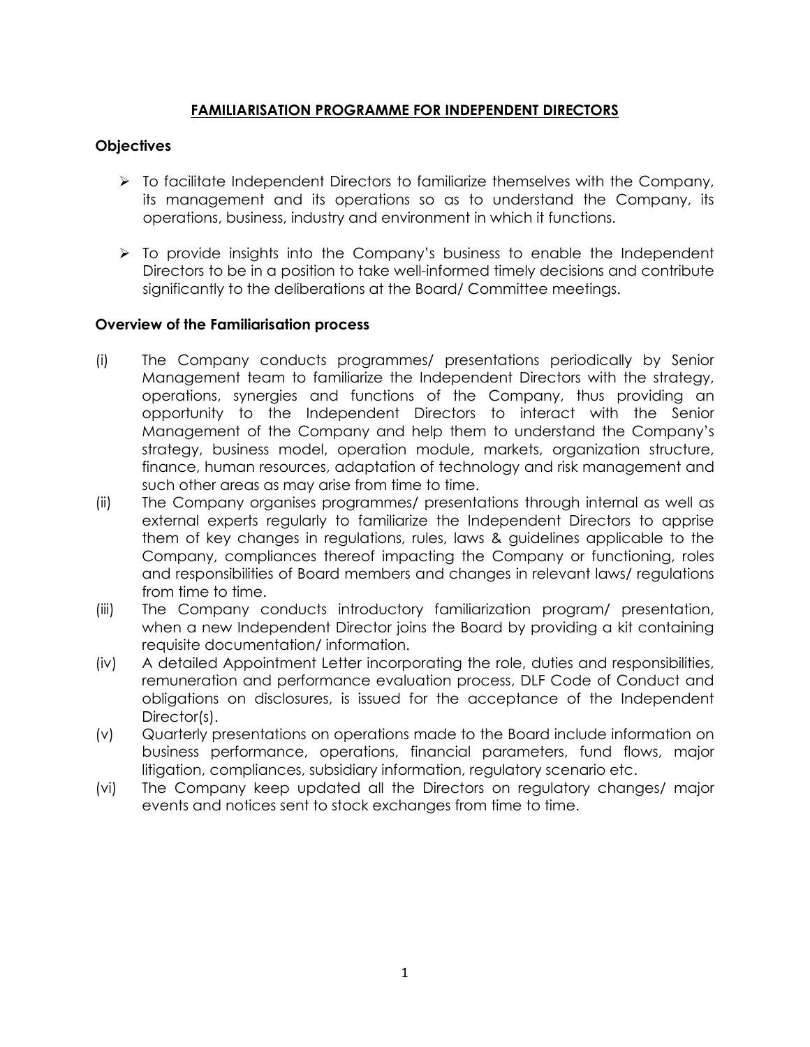# FAMILIARISATION PROGRAMME FOR INDEPENDENT DIRECTORS

## Objectives

- To facilitate Independent Directors to familiarize themselves with the Company, its management and its operations so as to understand the Company, its operations, business, industry and environment in which it functions.
- To provide insights into the Company's business to enable the Independent Directors to be in a position to take well-informed timely decisions and contribute significantly to the deliberations at the Board/ Committee meetings.

## Overview of the Familiarisation process

(i) The Company conducts programmes/ presentations periodically by Senior Management team to familiarize the Independent Directors with the strategy, operations, synergies and functions of the Company, thus providing an opportunity to the Independent Directors to interact with the Senior Management of the Company and help them to understand the Company's strategy, business model, operation module, markets, organization structure, finance, human resources, adaptation of technology and risk management and such other areas as may arise from time to time.

(ii) The Company organises programmes/ presentations through internal as well as external experts regularly to familiarize the Independent Directors to apprise them of key changes in regulations, rules, laws & guidelines applicable to the Company, compliances thereof impacting the Company or functioning, roles and responsibilities of Board members and changes in relevant laws/ regulations from time to time.

(iii) The Company conducts introductory familiarization program/ presentation, when a new Independent Director joins the Board by providing a kit containing requisite documentation/ information.

(iv) A detailed Appointment Letter incorporating the role, duties and responsibilities, remuneration and performance evaluation process, DLF Code of Conduct and obligations on disclosures, is issued for the acceptance of the Independent Director(s).

(v) Quarterly presentations on operations made to the Board include information on business performance, operations, financial parameters, fund flows, major litigation, compliances, subsidiary information, regulatory scenario etc.

(vi) The Company keep updated all the Directors on regulatory changes/ major events and notices sent to stock exchanges from time to time.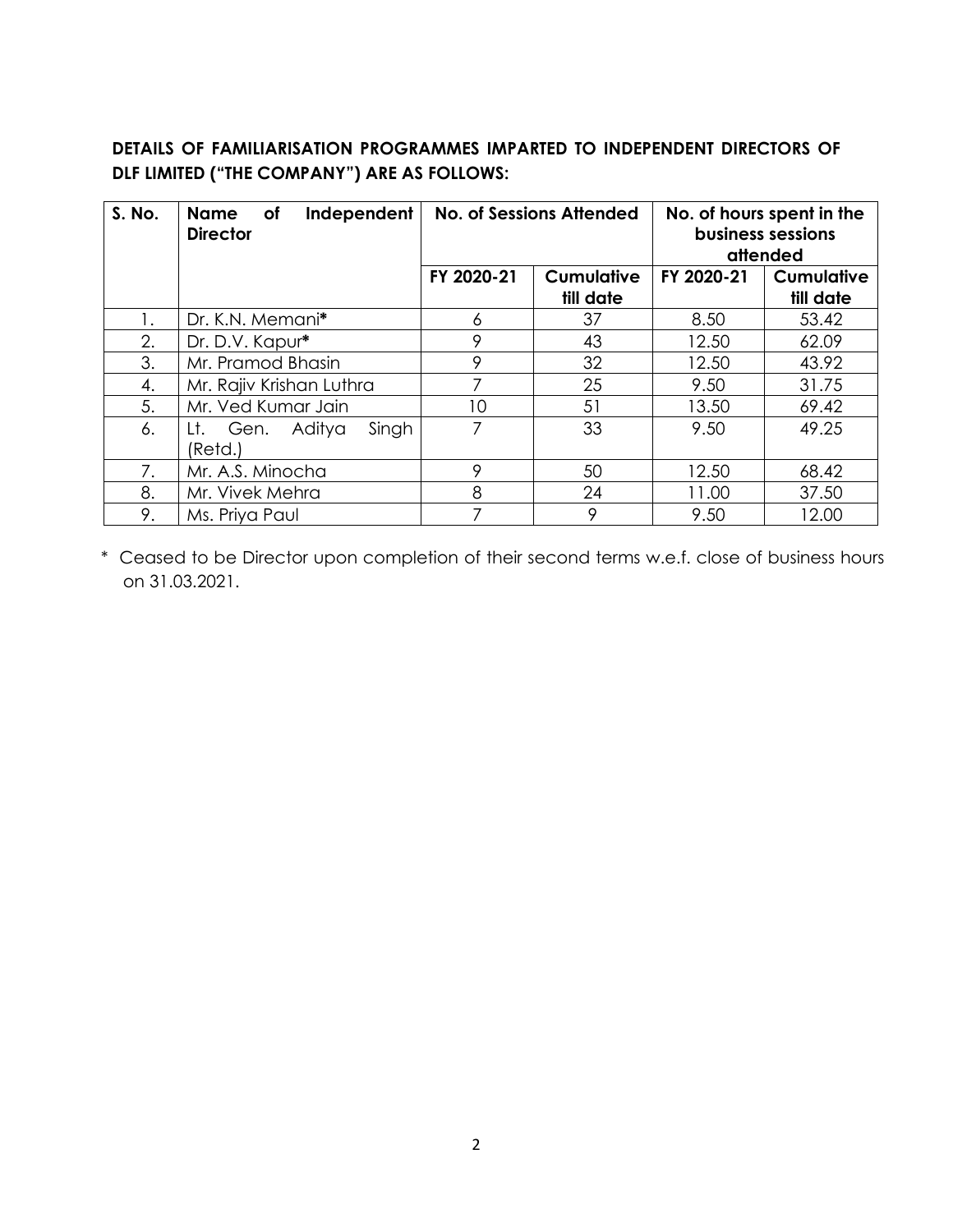**DETAILS OF FAMILIARISATION PROGRAMMES IMPARTED TO INDEPENDENT DIRECTORS OF DLF LIMITED ("THE COMPANY") ARE AS FOLLOWS:**

| S. No. | Name of Independent Director | No. of Sessions Attended | | No. of hours spent in the business sessions attended | |
|---|---|---|---|---|---|
| | | FY 2020-21 | Cumulative till date | FY 2020-21 | Cumulative till date |
| 1. | Dr. K.N. Memani* | 6 | 37 | 8.50 | 53.42 |
| 2. | Dr. D.V. Kapur* | 9 | 43 | 12.50 | 62.09 |
| 3. | Mr. Pramod Bhasin | 9 | 32 | 12.50 | 43.92 |
| 4. | Mr. Rajiv Krishan Luthra | 7 | 25 | 9.50 | 31.75 |
| 5. | Mr. Ved Kumar Jain | 10 | 51 | 13.50 | 69.42 |
| 6. | Lt. Gen. Aditya Singh (Retd.) | 7 | 33 | 9.50 | 49.25 |
| 7. | Mr. A.S. Minocha | 9 | 50 | 12.50 | 68.42 |
| 8. | Mr. Vivek Mehra | 8 | 24 | 11.00 | 37.50 |
| 9. | Ms. Priya Paul | 7 | 9 | 9.50 | 12.00 |

\* Ceased to be Director upon completion of their second terms w.e.f. close of business hours on 31.03.2021.